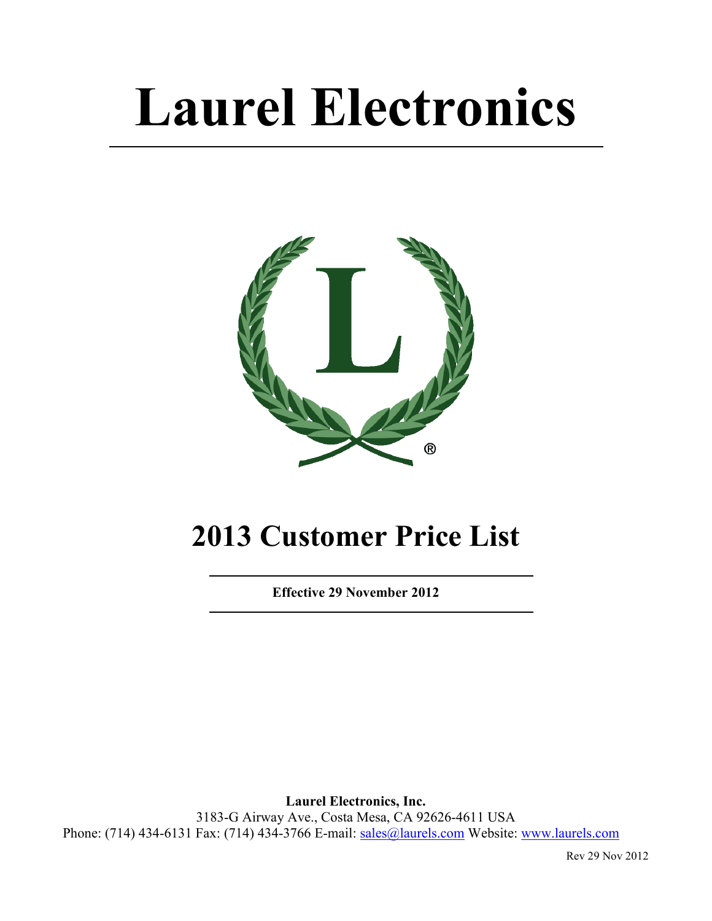# Laurel Electronics

## 2013 Customer Price List

**Effective 29 November 2012**

**Laurel Electronics, Inc.**
3183-G Airway Ave., Costa Mesa, CA 92626-4611 USA
Phone: (714) 434-6131 Fax: (714) 434-3766 E-mail: sales@laurels.com Website: www.laurels.com

Rev 29 Nov 2012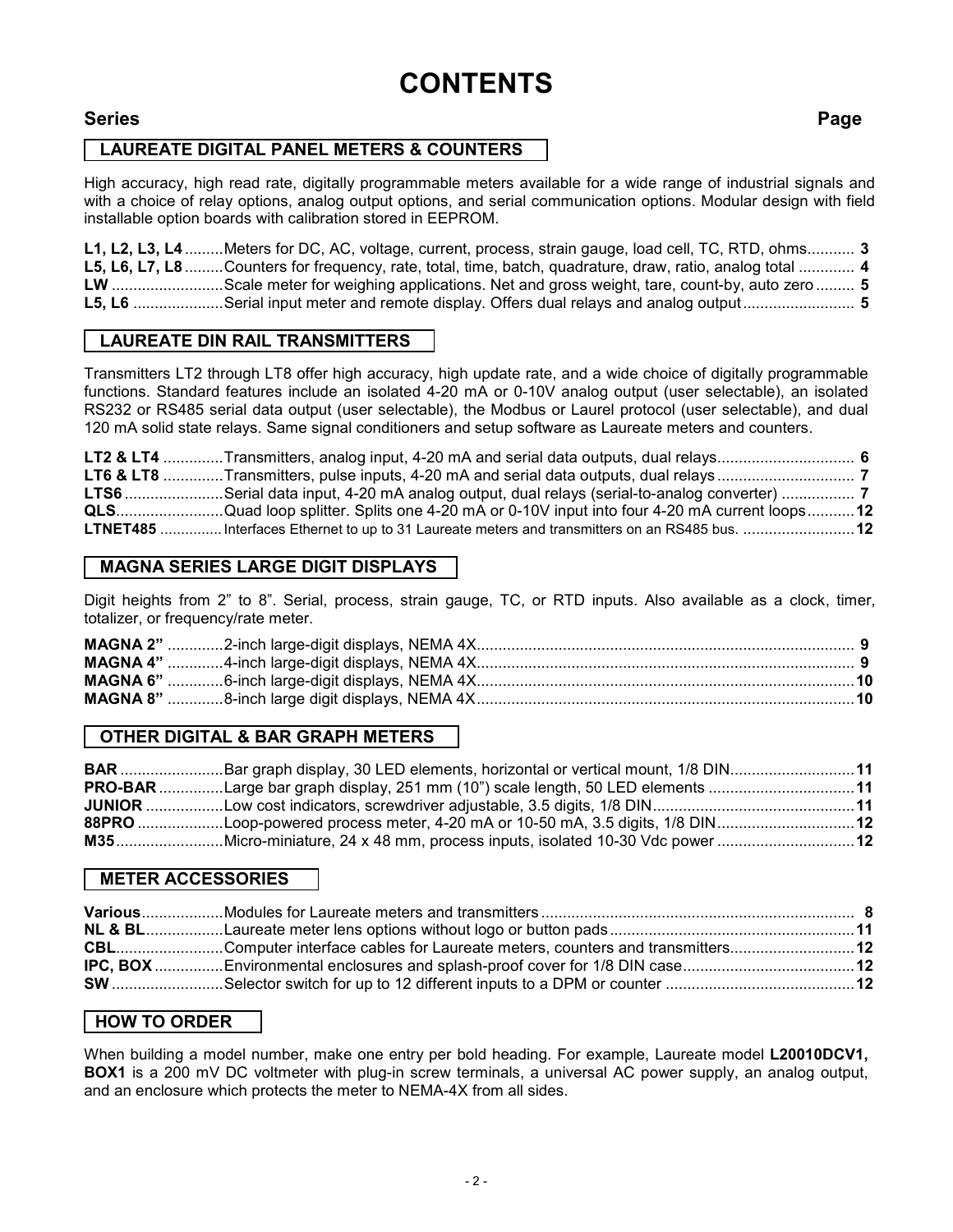# CONTENTS

| Series | | Page |
|---|---|---|

## LAUREATE DIGITAL PANEL METERS & COUNTERS

High accuracy, high read rate, digitally programmable meters available for a wide range of industrial signals and with a choice of relay options, analog output options, and serial communication options. Modular design with field installable option boards with calibration stored in EEPROM.

| Series | Description | Page |
|---|---|---|
| **L1, L2, L3, L4** | Meters for DC, AC, voltage, current, process, strain gauge, load cell, TC, RTD, ohms | **3** |
| **L5, L6, L7, L8** | Counters for frequency, rate, total, time, batch, quadrature, draw, ratio, analog total | **4** |
| **LW** | Scale meter for weighing applications. Net and gross weight, tare, count-by, auto zero | **5** |
| **L5, L6** | Serial input meter and remote display. Offers dual relays and analog output | **5** |

## LAUREATE DIN RAIL TRANSMITTERS

Transmitters LT2 through LT8 offer high accuracy, high update rate, and a wide choice of digitally programmable functions. Standard features include an isolated 4-20 mA or 0-10V analog output (user selectable), an isolated RS232 or RS485 serial data output (user selectable), the Modbus or Laurel protocol (user selectable), and dual 120 mA solid state relays. Same signal conditioners and setup software as Laureate meters and counters.

| Series | Description | Page |
|---|---|---|
| **LT2 & LT4** | Transmitters, analog input, 4-20 mA and serial data outputs, dual relays | **6** |
| **LT6 & LT8** | Transmitters, pulse inputs, 4-20 mA and serial data outputs, dual relays | **7** |
| **LTS6** | Serial data input, 4-20 mA analog output, dual relays (serial-to-analog converter) | **7** |
| **QLS** | Quad loop splitter. Splits one 4-20 mA or 0-10V input into four 4-20 mA current loops | **12** |
| **LTNET485** | Interfaces Ethernet to up to 31 Laureate meters and transmitters on an RS485 bus. | **12** |

## MAGNA SERIES LARGE DIGIT DISPLAYS

Digit heights from 2" to 8". Serial, process, strain gauge, TC, or RTD inputs. Also available as a clock, timer, totalizer, or frequency/rate meter.

| Series | Description | Page |
|---|---|---|
| **MAGNA 2"** | 2-inch large-digit displays, NEMA 4X | **9** |
| **MAGNA 4"** | 4-inch large-digit displays, NEMA 4X | **9** |
| **MAGNA 6"** | 6-inch large-digit displays, NEMA 4X | **10** |
| **MAGNA 8"** | 8-inch large digit displays, NEMA 4X | **10** |

## OTHER DIGITAL & BAR GRAPH METERS

| Series | Description | Page |
|---|---|---|
| **BAR** | Bar graph display, 30 LED elements, horizontal or vertical mount, 1/8 DIN | **11** |
| **PRO-BAR** | Large bar graph display, 251 mm (10") scale length, 50 LED elements | **11** |
| **JUNIOR** | Low cost indicators, screwdriver adjustable, 3.5 digits, 1/8 DIN | **11** |
| **88PRO** | Loop-powered process meter, 4-20 mA or 10-50 mA, 3.5 digits, 1/8 DIN | **12** |
| **M35** | Micro-miniature, 24 x 48 mm, process inputs, isolated 10-30 Vdc power | **12** |

## METER ACCESSORIES

| Series | Description | Page |
|---|---|---|
| **Various** | Modules for Laureate meters and transmitters | **8** |
| **NL & BL** | Laureate meter lens options without logo or button pads | **11** |
| **CBL** | Computer interface cables for Laureate meters, counters and transmitters | **12** |
| **IPC, BOX** | Environmental enclosures and splash-proof cover for 1/8 DIN case | **12** |
| **SW** | Selector switch for up to 12 different inputs to a DPM or counter | **12** |

## HOW TO ORDER

When building a model number, make one entry per bold heading. For example, Laureate model **L20010DCV1, BOX1** is a 200 mV DC voltmeter with plug-in screw terminals, a universal AC power supply, an analog output, and an enclosure which protects the meter to NEMA-4X from all sides.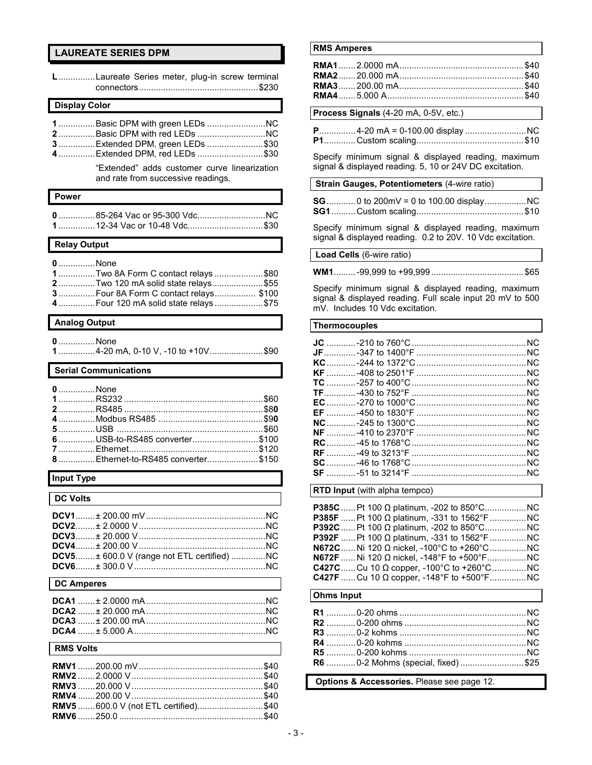## LAUREATE SERIES DPM

**L**............... Laureate Series meter, plug-in screw terminal connectors ............................................ $230

### Display Color

| Code | Description | Price |
|---|---|---|
| **1** | Basic DPM with green LEDs | NC |
| **2** | Basic DPM with red LEDs | NC |
| **3** | Extended DPM, green LEDs | $30 |
| **4** | Extended DPM, red LEDs | $30 |

"Extended" adds customer curve linearization and rate from successive readings.

### Power

| Code | Description | Price |
|---|---|---|
| **0** | 85-264 Vac or 95-300 Vdc | NC |
| **1** | 12-34 Vac or 10-48 Vdc | $30 |

### Relay Output

| Code | Description | Price |
|---|---|---|
| **0** | None | |
| **1** | Two 8A Form C contact relays | $80 |
| **2** | Two 120 mA solid state relays | $55 |
| **3** | Four 8A Form C contact relays | $100 |
| **4** | Four 120 mA solid state relays | $75 |

### Analog Output

| Code | Description | Price |
|---|---|---|
| **0** | None | |
| **1** | 4-20 mA, 0-10 V, -10 to +10V | $90 |

### Serial Communications

| Code | Description | Price |
|---|---|---|
| **0** | None | |
| **1** | RS232 | $60 |
| **2** | RS485 | $80 |
| **4** | Modbus RS485 | $90 |
| **5** | USB | $60 |
| **6** | USB-to-RS485 converter | $100 |
| **7** | Ethernet | $120 |
| **8** | Ethernet-to-RS485 converter | $150 |

### Input Type

#### DC Volts

| Code | Description | Price |
|---|---|---|
| **DCV1** | ± 200.00 mV | NC |
| **DCV2** | ± 2.0000 V | NC |
| **DCV3** | ± 20.000 V | NC |
| **DCV4** | ± 200.00 V | NC |
| **DCV5** | ± 600.0 V (range not ETL certified) | NC |
| **DCV6** | ± 300.0 V | NC |

#### DC Amperes

| Code | Description | Price |
|---|---|---|
| **DCA1** | ± 2.0000 mA | NC |
| **DCA2** | ± 20.000 mA | NC |
| **DCA3** | ± 200.00 mA | NC |
| **DCA4** | ± 5.000 A | NC |

#### RMS Volts

| Code | Description | Price |
|---|---|---|
| **RMV1** | 200.00 mV | $40 |
| **RMV2** | 2.0000 V | $40 |
| **RMV3** | 20.000 V | $40 |
| **RMV4** | 200.00 V | $40 |
| **RMV5** | 600.0 V (not ETL certified) | $40 |
| **RMV6** | 250.0 | $40 |

#### RMS Amperes

| Code | Description | Price |
|---|---|---|
| **RMA1** | 2.0000 mA | $40 |
| **RMA2** | 20.000 mA | $40 |
| **RMA3** | 200.00 mA | $40 |
| **RMA4** | 5.000 A | $40 |

#### Process Signals (4-20 mA, 0-5V, etc.)

| Code | Description | Price |
|---|---|---|
| **P** | 4-20 mA = 0-100.00 display | NC |
| **P1** | Custom scaling | $10 |

Specify minimum signal & displayed reading, maximum signal & displayed reading. 5, 10 or 24V DC excitation.

#### Strain Gauges, Potentiometers (4-wire ratio)

| Code | Description | Price |
|---|---|---|
| **SG** | 0 to 200mV = 0 to 100.00 display | NC |
| **SG1** | Custom scaling | $10 |

Specify minimum signal & displayed reading, maximum signal & displayed reading. 0.2 to 20V. 10 Vdc excitation.

#### Load Cells (6-wire ratio)

| Code | Description | Price |
|---|---|---|
| **WM1** | -99,999 to +99,999 | $65 |

Specify minimum signal & displayed reading, maximum signal & displayed reading. Full scale input 20 mV to 500 mV. Includes 10 Vdc excitation.

#### Thermocouples

| Code | Description | Price |
|---|---|---|
| **JC** | -210 to 760°C | NC |
| **JF** | -347 to 1400°F | NC |
| **KC** | -244 to 1372°C | NC |
| **KF** | -408 to 2501°F | NC |
| **TC** | -257 to 400°C | NC |
| **TF** | -430 to 752°F | NC |
| **EC** | -270 to 1000°C | NC |
| **EF** | -450 to 1830°F | NC |
| **NC** | -245 to 1300°C | NC |
| **NF** | -410 to 2370°F | NC |
| **RC** | -45 to 1768°C | NC |
| **RF** | -49 to 3213°F | NC |
| **SC** | -46 to 1768°C | NC |
| **SF** | -51 to 3214°F | NC |

#### RTD Input (with alpha tempco)

| Code | Description | Price |
|---|---|---|
| **P385C** | Pt 100 Ω platinum, -202 to 850°C | NC |
| **P385F** | Pt 100 Ω platinum, -331 to 1562°F | NC |
| **P392C** | Pt 100 Ω platinum, -202 to 850°C | NC |
| **P392F** | Pt 100 Ω platinum, -331 to 1562°F | NC |
| **N672C** | Ni 120 Ω nickel, -100°C to +260°C | NC |
| **N672F** | Ni 120 Ω nickel, -148°F to +500°F | NC |
| **C427C** | Cu 10 Ω copper, -100°C to +260°C | NC |
| **C427F** | Cu 10 Ω copper, -148°F to +500°F | NC |

#### Ohms Input

| Code | Description | Price |
|---|---|---|
| **R1** | 0-20 ohms | NC |
| **R2** | 0-200 ohms | NC |
| **R3** | 0-2 kohms | NC |
| **R4** | 0-20 kohms | NC |
| **R5** | 0-200 kohms | NC |
| **R6** | 0-2 Mohms (special, fixed) | $25 |

**Options & Accessories.** Please see page 12.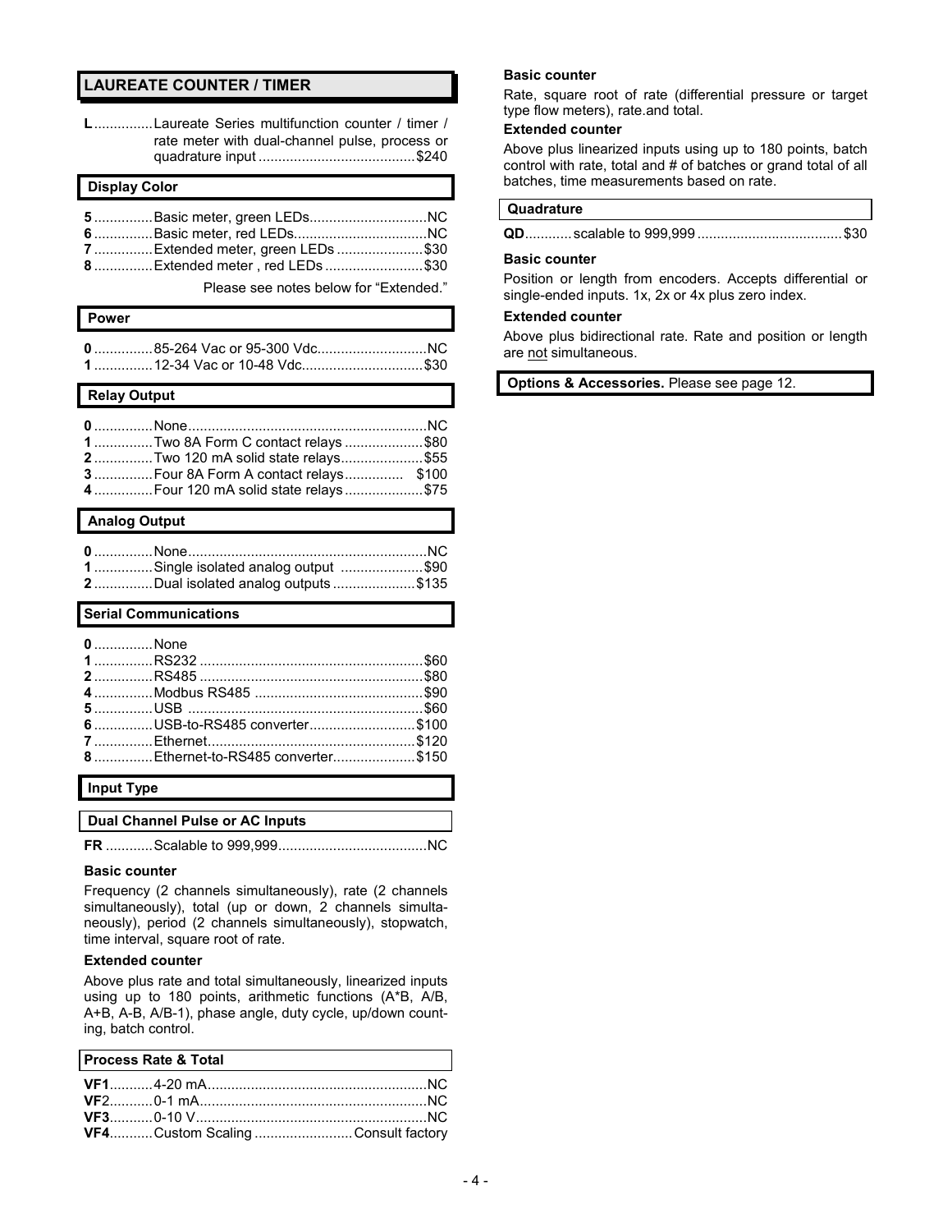## LAUREATE COUNTER / TIMER

**L**...............Laureate Series multifunction counter / timer / rate meter with dual-channel pulse, process or quadrature input ........................................$240

### Display Color

**5**...............Basic meter, green LEDs..............................NC
**6**...............Basic meter, red LEDs..................................NC
**7**...............Extended meter, green LEDs ......................$30
**8**...............Extended meter , red LEDs .........................$30

Please see notes below for "Extended."

### Power

**0**...............85-264 Vac or 95-300 Vdc............................NC
**1**...............12-34 Vac or 10-48 Vdc...............................$30

### Relay Output

**0**...............None.............................................................NC
**1**...............Two 8A Form C contact relays ....................$80
**2**...............Two 120 mA solid state relays.....................$55
**3**...............Four 8A Form A contact relays............... $100
**4**...............Four 120 mA solid state relays....................$75

### Analog Output

**0**...............None.............................................................NC
**1**...............Single isolated analog output .....................$90
**2**...............Dual isolated analog outputs .....................$135

### Serial Communications

**0**...............None
**1**...............RS232 .........................................................$60
**2**...............RS485 .........................................................$80
**4**...............Modbus RS485 ...........................................$90
**5**...............USB ............................................................$60
**6**...............USB-to-RS485 converter...........................$100
**7**...............Ethernet.....................................................$120
**8**...............Ethernet-to-RS485 converter.....................$150

### Input Type

#### Dual Channel Pulse or AC Inputs

**FR** ............Scalable to 999,999......................................NC

**Basic counter**

Frequency (2 channels simultaneously), rate (2 channels simultaneously), total (up or down, 2 channels simultaneously), period (2 channels simultaneously), stopwatch, time interval, square root of rate.

**Extended counter**

Above plus rate and total simultaneously, linearized inputs using up to 180 points, arithmetic functions (A*B, A/B, A+B, A-B, A/B-1), phase angle, duty cycle, up/down counting, batch control.

#### Process Rate & Total

**VF1**...........4-20 mA........................................................NC
**VF2**...........0-1 mA..........................................................NC
**VF3**...........0-10 V...........................................................NC
**VF4**...........Custom Scaling .........................Consult factory

**Basic counter**

Rate, square root of rate (differential pressure or target type flow meters), rate.and total.

**Extended counter**

Above plus linearized inputs using up to 180 points, batch control with rate, total and # of batches or grand total of all batches, time measurements based on rate.

#### Quadrature

**QD**............scalable to 999,999 .....................................$30

**Basic counter**

Position or length from encoders. Accepts differential or single-ended inputs. 1x, 2x or 4x plus zero index.

**Extended counter**

Above plus bidirectional rate. Rate and position or length are not simultaneous.

**Options & Accessories.** Please see page 12.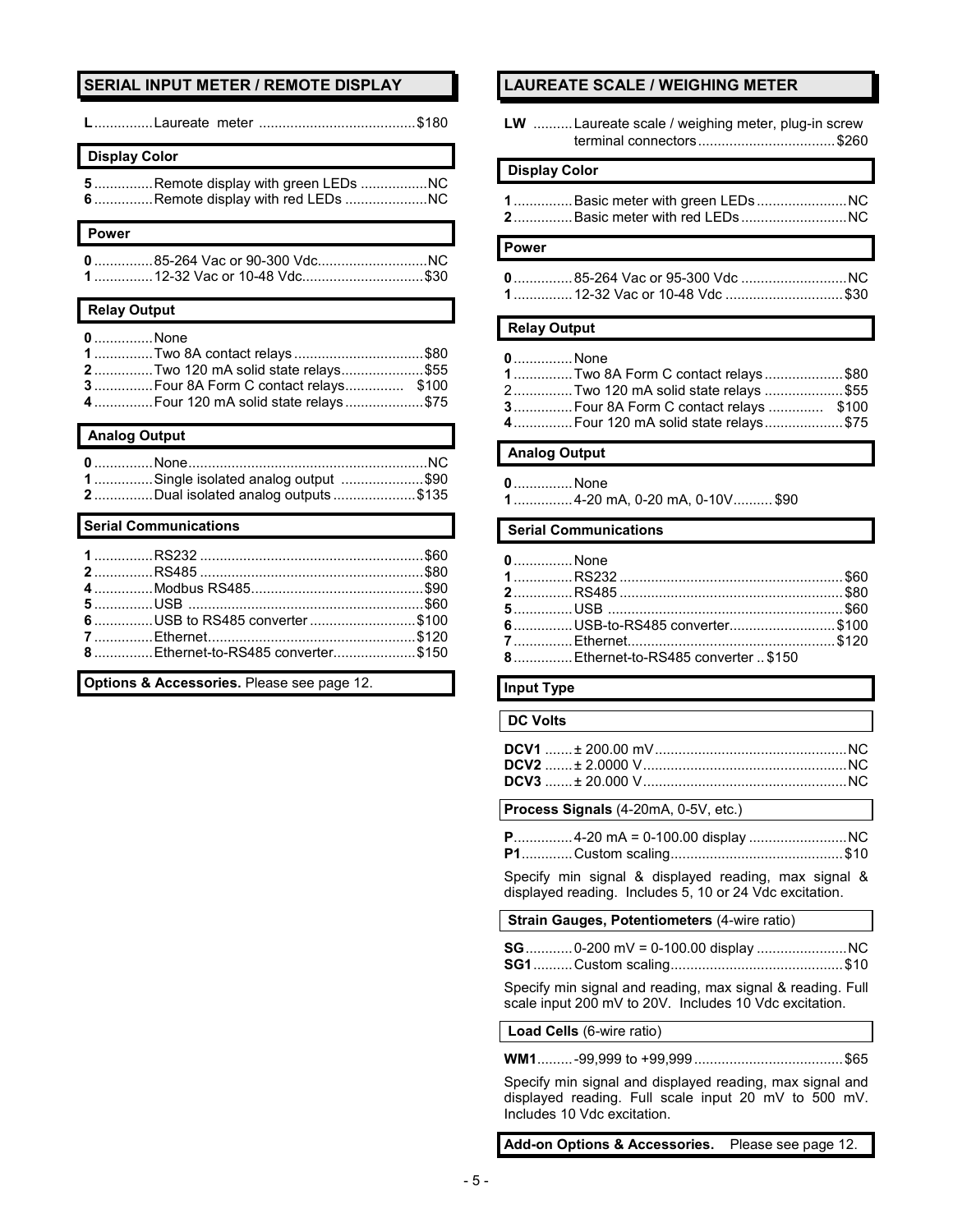## SERIAL INPUT METER / REMOTE DISPLAY

**L** ............... Laureate meter ............................. $180

### Display Color

**5** ............... Remote display with green LEDs ............. NC
**6** ............... Remote display with red LEDs ................. NC

### Power

**0** ............... 85-264 Vac or 90-300 Vdc.......................... NC
**1** ............... 12-32 Vac or 10-48 Vdc............................. $30

### Relay Output

**0** ............... None
**1** ............... Two 8A contact relays .............................. $80
**2** ............... Two 120 mA solid state relays.................. $55
**3** ............... Four 8A Form C contact relays............... $100
**4** ............... Four 120 mA solid state relays.................. $75

### Analog Output

**0** ............... None.......................................................... NC
**1** ............... Single isolated analog output .................... $90
**2** ............... Dual isolated analog outputs .................... $135

### Serial Communications

**1** ............... RS232 ........................................................ $60
**2** ............... RS485 ........................................................ $80
**4** ............... Modbus RS485.......................................... $90
**5** ............... USB ........................................................... $60
**6** ............... USB to RS485 converter .......................... $100
**7** ............... Ethernet.................................................... $120
**8** ............... Ethernet-to-RS485 converter.................... $150

**Options & Accessories.** Please see page 12.

## LAUREATE SCALE / WEIGHING METER

**LW** .......... Laureate scale / weighing meter, plug-in screw terminal connectors................................. $260

### Display Color

**1** ............... Basic meter with green LEDs ...................... NC
**2** ............... Basic meter with red LEDs .......................... NC

### Power

**0** ............... 85-264 Vac or 95-300 Vdc .......................... NC
**1** ............... 12-32 Vac or 10-48 Vdc ............................. $30

### Relay Output

**0** ............... None
**1** ............... Two 8A Form C contact relays .................... $80
2 ............... Two 120 mA solid state relays .................... $55
**3** ............... Four 8A Form C contact relays ............. $100
**4** ............... Four 120 mA solid state relays.................... $75

### Analog Output

**0** ............... None
**1** ............... 4-20 mA, 0-20 mA, 0-10V.......... $90

### Serial Communications

**0** ............... None
**1** ............... RS232 ........................................................ $60
**2** ............... RS485 ........................................................ $80
**5** ............... USB ........................................................... $60
**6** ............... USB-to-RS485 converter........................... $100
**7** ............... Ethernet.................................................... $120
**8** ............... Ethernet-to-RS485 converter .. $150

### Input Type

#### DC Volts

**DCV1** ....... ± 200.00 mV ................................................ NC
**DCV2** ....... ± 2.0000 V ................................................... NC
**DCV3** ....... ± 20.000 V ................................................... NC

#### Process Signals (4-20mA, 0-5V, etc.)

**P** ............... 4-20 mA = 0-100.00 display ......................... NC
**P1** ............. Custom scaling........................................... $10

Specify min signal & displayed reading, max signal & displayed reading. Includes 5, 10 or 24 Vdc excitation.

#### Strain Gauges, Potentiometers (4-wire ratio)

**SG** ............ 0-200 mV = 0-100.00 display ....................... NC
**SG1** .......... Custom scaling........................................... $10

Specify min signal and reading, max signal & reading. Full scale input 200 mV to 20V. Includes 10 Vdc excitation.

#### Load Cells (6-wire ratio)

**WM1** ......... -99,999 to +99,999 ..................................... $65

Specify min signal and displayed reading, max signal and displayed reading. Full scale input 20 mV to 500 mV. Includes 10 Vdc excitation.

**Add-on Options & Accessories.** Please see page 12.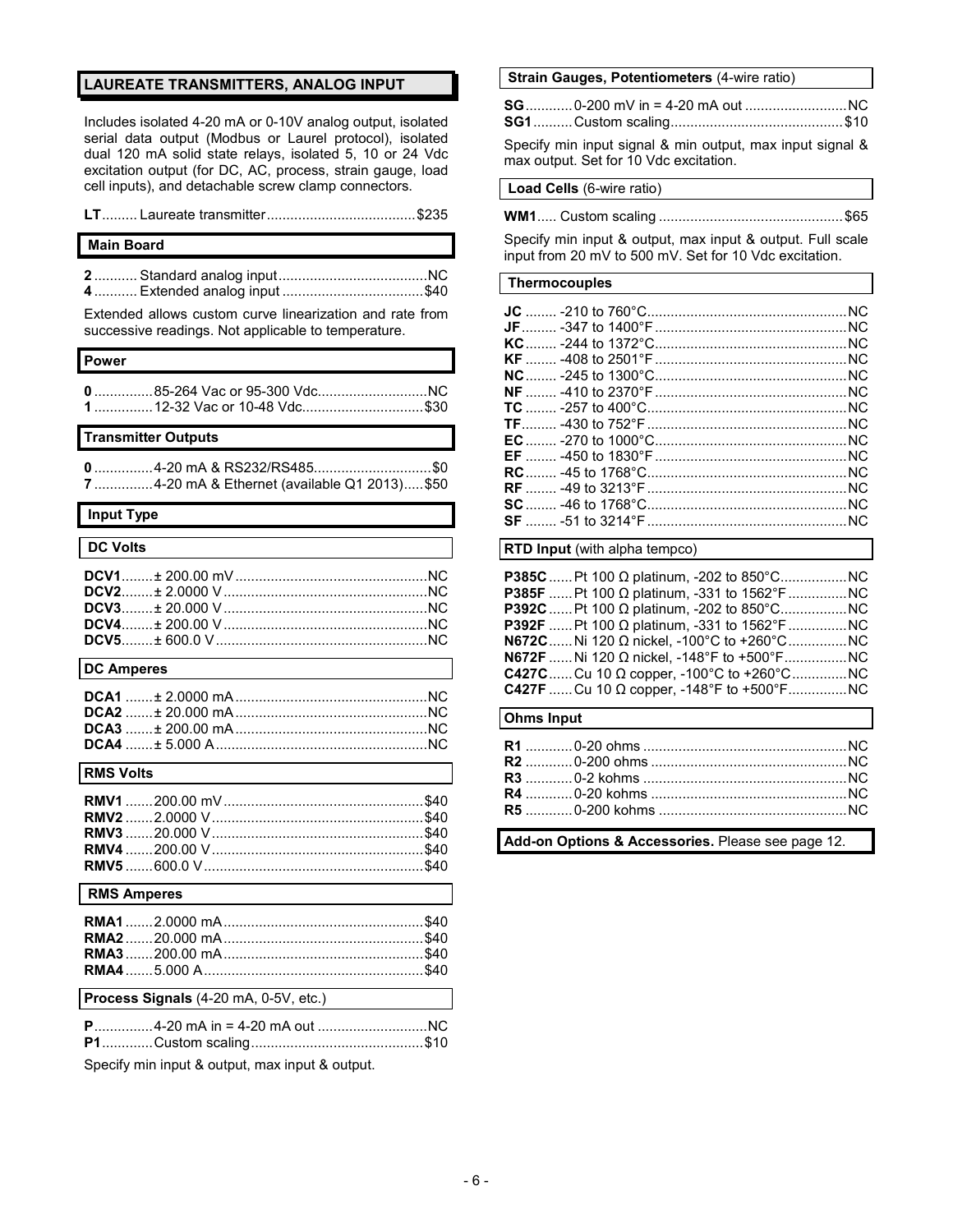## LAUREATE TRANSMITTERS, ANALOG INPUT

Includes isolated 4-20 mA or 0-10V analog output, isolated serial data output (Modbus or Laurel protocol), isolated dual 120 mA solid state relays, isolated 5, 10 or 24 Vdc excitation output (for DC, AC, process, strain gauge, load cell inputs), and detachable screw clamp connectors.

| | | |
|---|---|---|
| **LT** | Laureate transmitter | $235 |

### Main Board

| | | |
|---|---|---|
| **2** | Standard analog input | NC |
| **4** | Extended analog input | $40 |

Extended allows custom curve linearization and rate from successive readings. Not applicable to temperature.

### Power

| | | |
|---|---|---|
| **0** | 85-264 Vac or 95-300 Vdc | NC |
| **1** | 12-32 Vac or 10-48 Vdc | $30 |

### Transmitter Outputs

| | | |
|---|---|---|
| **0** | 4-20 mA & RS232/RS485 | $0 |
| **7** | 4-20 mA & Ethernet (available Q1 2013) | $50 |

### Input Type

#### DC Volts

| | | |
|---|---|---|
| **DCV1** | ± 200.00 mV | NC |
| **DCV2** | ± 2.0000 V | NC |
| **DCV3** | ± 20.000 V | NC |
| **DCV4** | ± 200.00 V | NC |
| **DCV5** | ± 600.0 V | NC |

#### DC Amperes

| | | |
|---|---|---|
| **DCA1** | ± 2.0000 mA | NC |
| **DCA2** | ± 20.000 mA | NC |
| **DCA3** | ± 200.00 mA | NC |
| **DCA4** | ± 5.000 A | NC |

#### RMS Volts

| | | |
|---|---|---|
| **RMV1** | 200.00 mV | $40 |
| **RMV2** | 2.0000 V | $40 |
| **RMV3** | 20.000 V | $40 |
| **RMV4** | 200.00 V | $40 |
| **RMV5** | 600.0 V | $40 |

#### RMS Amperes

| | | |
|---|---|---|
| **RMA1** | 2.0000 mA | $40 |
| **RMA2** | 20.000 mA | $40 |
| **RMA3** | 200.00 mA | $40 |
| **RMA4** | 5.000 A | $40 |

#### Process Signals (4-20 mA, 0-5V, etc.)

| | | |
|---|---|---|
| **P** | 4-20 mA in = 4-20 mA out | NC |
| **P1** | Custom scaling | $10 |

Specify min input & output, max input & output.

#### Strain Gauges, Potentiometers (4-wire ratio)

| | | |
|---|---|---|
| **SG** | 0-200 mV in = 4-20 mA out | NC |
| **SG1** | Custom scaling | $10 |

Specify min input signal & min output, max input signal & max output. Set for 10 Vdc excitation.

#### Load Cells (6-wire ratio)

| | | |
|---|---|---|
| **WM1** | Custom scaling | $65 |

Specify min input & output, max input & output. Full scale input from 20 mV to 500 mV. Set for 10 Vdc excitation.

#### Thermocouples

| | | |
|---|---|---|
| **JC** | -210 to 760°C | NC |
| **JF** | -347 to 1400°F | NC |
| **KC** | -244 to 1372°C | NC |
| **KF** | -408 to 2501°F | NC |
| **NC** | -245 to 1300°C | NC |
| **NF** | -410 to 2370°F | NC |
| **TC** | -257 to 400°C | NC |
| **TF** | -430 to 752°F | NC |
| **EC** | -270 to 1000°C | NC |
| **EF** | -450 to 1830°F | NC |
| **RC** | -45 to 1768°C | NC |
| **RF** | -49 to 3213°F | NC |
| **SC** | -46 to 1768°C | NC |
| **SF** | -51 to 3214°F | NC |

#### RTD Input (with alpha tempco)

| | | |
|---|---|---|
| **P385C** | Pt 100 Ω platinum, -202 to 850°C | NC |
| **P385F** | Pt 100 Ω platinum, -331 to 1562°F | NC |
| **P392C** | Pt 100 Ω platinum, -202 to 850°C | NC |
| **P392F** | Pt 100 Ω platinum, -331 to 1562°F | NC |
| **N672C** | Ni 120 Ω nickel, -100°C to +260°C | NC |
| **N672F** | Ni 120 Ω nickel, -148°F to +500°F | NC |
| **C427C** | Cu 10 Ω copper, -100°C to +260°C | NC |
| **C427F** | Cu 10 Ω copper, -148°F to +500°F | NC |

#### Ohms Input

| | | |
|---|---|---|
| **R1** | 0-20 ohms | NC |
| **R2** | 0-200 ohms | NC |
| **R3** | 0-2 kohms | NC |
| **R4** | 0-20 kohms | NC |
| **R5** | 0-200 kohms | NC |

**Add-on Options & Accessories.** Please see page 12.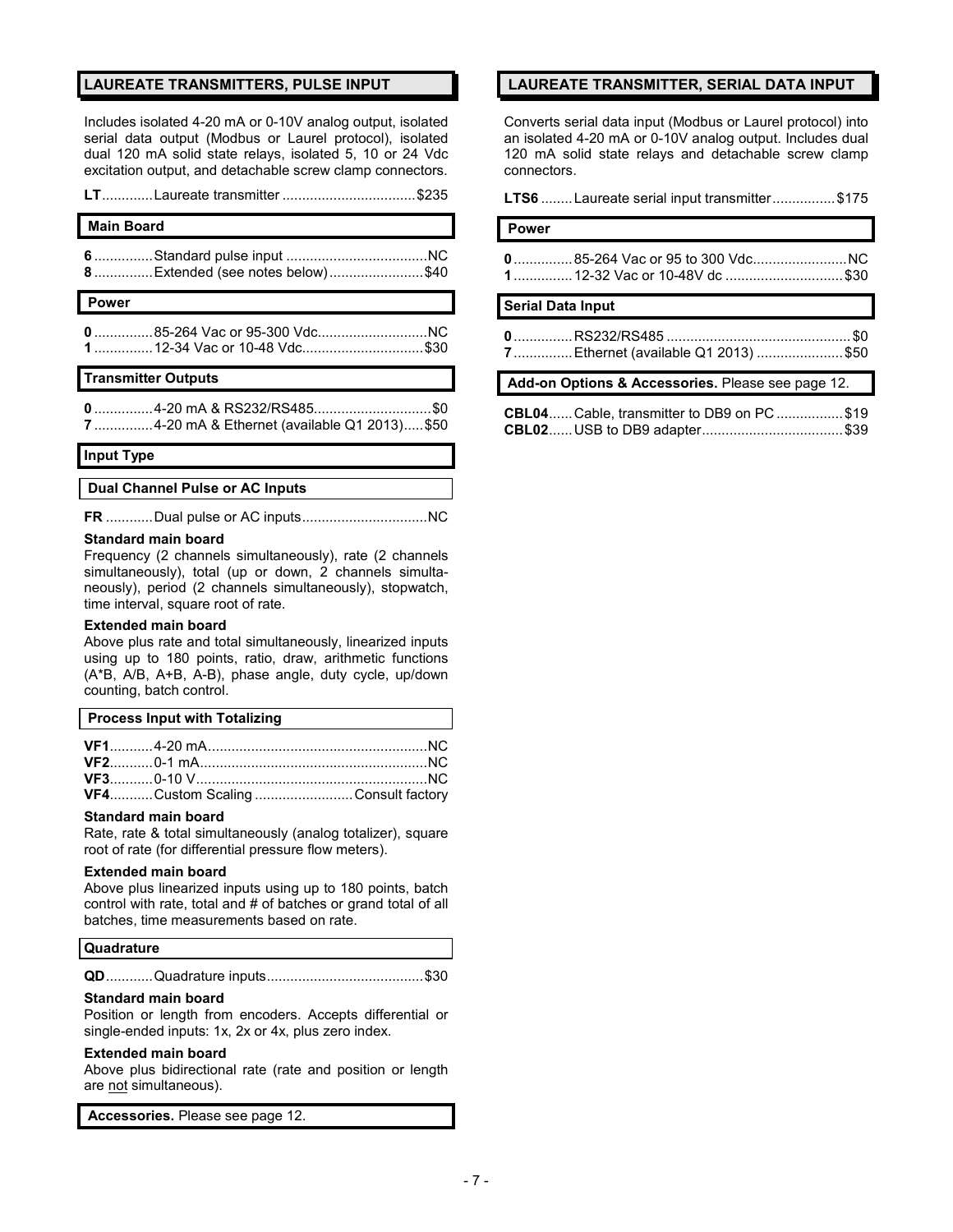## LAUREATE TRANSMITTERS, PULSE INPUT

Includes isolated 4-20 mA or 0-10V analog output, isolated serial data output (Modbus or Laurel protocol), isolated dual 120 mA solid state relays, isolated 5, 10 or 24 Vdc excitation output, and detachable screw clamp connectors.

**LT**............Laureate transmitter ..................................$235

### Main Board

**6**...............Standard pulse input ....................................NC
**8**...............Extended (see notes below)........................$40

### Power

**0**...............85-264 Vac or 95-300 Vdc............................NC
**1**...............12-34 Vac or 10-48 Vdc...............................$30

### Transmitter Outputs

**0**...............4-20 mA & RS232/RS485..............................$0
**7**...............4-20 mA & Ethernet (available Q1 2013).....$50

### Input Type

#### Dual Channel Pulse or AC Inputs

**FR**............Dual pulse or AC inputs................................NC

**Standard main board**
Frequency (2 channels simultaneously), rate (2 channels simultaneously), total (up or down, 2 channels simultaneously), period (2 channels simultaneously), stopwatch, time interval, square root of rate.

**Extended main board**
Above plus rate and total simultaneously, linearized inputs using up to 180 points, ratio, draw, arithmetic functions (A*B, A/B, A+B, A-B), phase angle, duty cycle, up/down counting, batch control.

#### Process Input with Totalizing

**VF1**...........4-20 mA........................................................NC
**VF2**...........0-1 mA..........................................................NC
**VF3**...........0-10 V...........................................................NC
**VF4**...........Custom Scaling .........................Consult factory

**Standard main board**
Rate, rate & total simultaneously (analog totalizer), square root of rate (for differential pressure flow meters).

**Extended main board**
Above plus linearized inputs using up to 180 points, batch control with rate, total and # of batches or grand total of all batches, time measurements based on rate.

#### Quadrature

**QD**............Quadrature inputs........................................$30

**Standard main board**
Position or length from encoders. Accepts differential or single-ended inputs: 1x, 2x or 4x, plus zero index.

**Extended main board**
Above plus bidirectional rate (rate and position or length are not simultaneous).

**Accessories.** Please see page 12.

## LAUREATE TRANSMITTER, SERIAL DATA INPUT

Converts serial data input (Modbus or Laurel protocol) into an isolated 4-20 mA or 0-10V analog output. Includes dual 120 mA solid state relays and detachable screw clamp connectors.

**LTS6**........Laureate serial input transmitter................$175

### Power

**0**...............85-264 Vac or 95 to 300 Vdc........................NC
**1**...............12-32 Vac or 10-48V dc ..............................$30

### Serial Data Input

**0**...............RS232/RS485...............................................$0
**7**...............Ethernet (available Q1 2013) ......................$50

**Add-on Options & Accessories.** Please see page 12.

**CBL04**......Cable, transmitter to DB9 on PC .................$19
**CBL02**......USB to DB9 adapter....................................$39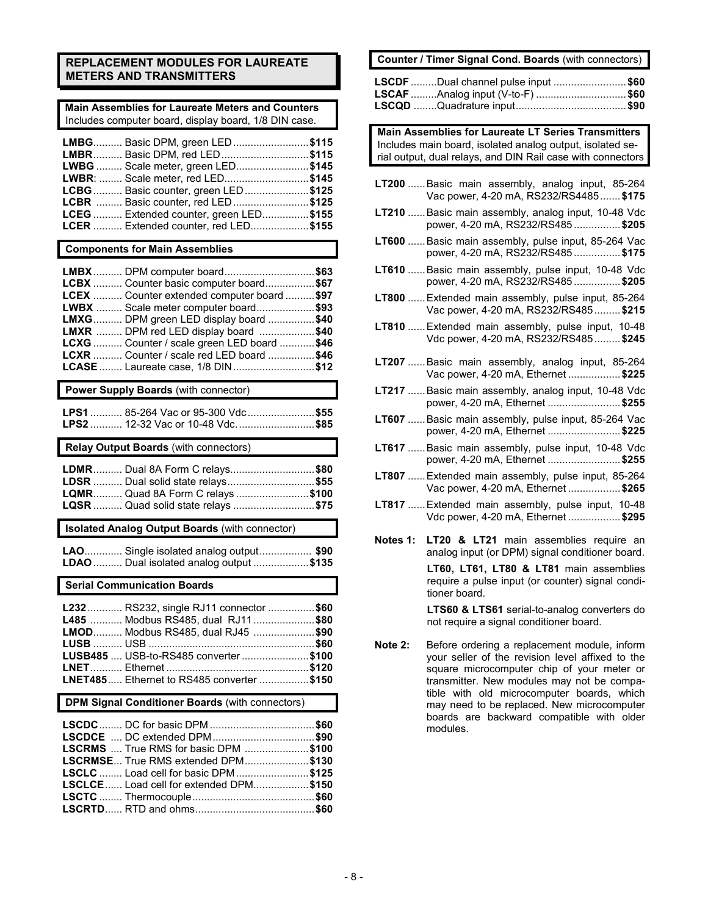## REPLACEMENT MODULES FOR LAUREATE METERS AND TRANSMITTERS

### Main Assemblies for Laureate Meters and Counters

Includes computer board, display board, 1/8 DIN case.

- **LMBG**.......... Basic DPM, green LED .......................... **$115**
- **LMBR**.......... Basic DPM, red LED .............................. **$115**
- **LWBG** ......... Scale meter, green LED......................... **$145**
- **LWBR**: ........ Scale meter, red LED............................. **$145**
- **LCBG** .......... Basic counter, green LED ...................... **$125**
- **LCBR** ......... Basic counter, red LED .......................... **$125**
- **LCEG** .......... Extended counter, green LED................ **$155**
- **LCER** .......... Extended counter, red LED.................... **$155**

### Components for Main Assemblies

- **LMBX** .......... DPM computer board............................... **$63**
- **LCBX** .......... Counter basic computer board................. **$67**
- **LCEX** .......... Counter extended computer board .......... **$97**
- **LWBX** ......... Scale meter computer board.................... **$93**
- **LMXG**.......... DPM green LED display board ................ **$40**
- **LMXR** ......... DPM red LED display board ................... **$40**
- **LCXG** .......... Counter / scale green LED board ............ **$46**
- **LCXR** .......... Counter / scale red LED board ................ **$46**
- **LCASE** ........ Laureate case, 1/8 DIN ............................ **$12**

### Power Supply Boards (with connector)

- **LPS1** ........... 85-264 Vac or 95-300 Vdc........................ **$55**
- **LPS2** ........... 12-32 Vac or 10-48 Vdc. .......................... **$85**

### Relay Output Boards (with connectors)

- **LDMR**.......... Dual 8A Form C relays............................. **$80**
- **LDSR** .......... Dual solid state relays.............................. **$55**
- **LQMR**.......... Quad 8A Form C relays .......................... **$100**
- **LQSR** .......... Quad solid state relays ............................ **$75**

### Isolated Analog Output Boards (with connector)

- **LAO**............. Single isolated analog output.................. **$90**
- **LDAO** .......... Dual isolated analog output ................... **$135**

### Serial Communication Boards

- **L232**............ RS232, single RJ11 connector ................ **$60**
- **L485** ........... Modbus RS485, dual RJ11 ..................... **$80**
- **LMOD**.......... Modbus RS485, dual RJ45 ..................... **$90**
- **LUSB** .......... USB ......................................................... **$60**
- **LUSB485** .... USB-to-RS485 converter ....................... **$100**
- **LNET**........... Ethernet ................................................ **$120**
- **LNET485**..... Ethernet to RS485 converter ................. **$150**

### DPM Signal Conditioner Boards (with connectors)

- **LSCDC**........ DC for basic DPM .................................... **$60**
- **LSCDCE** .... DC extended DPM ................................... **$90**
- **LSCRMS** .... True RMS for basic DPM ...................... **$100**
- **LSCRMSE**... True RMS extended DPM...................... **$130**
- **LSCLC** ........ Load cell for basic DPM ......................... **$125**
- **LSCLCE**...... Load cell for extended DPM................... **$150**
- **LSCTC** ........ Thermocouple.......................................... **$60**
- **LSCRTD**...... RTD and ohms......................................... **$60**

### Counter / Timer Signal Cond. Boards (with connectors)

- **LSCDF** .........Dual channel pulse input ......................... **$60**
- **LSCAF** .........Analog input (V-to-F) .............................. **$60**
- **LSCQD** ........Quadrature input...................................... **$90**

### Main Assemblies for Laureate LT Series Transmitters

Includes main board, isolated analog output, isolated serial output, dual relays, and DIN Rail case with connectors

- **LT200** ......Basic main assembly, analog input, 85-264 Vac power, 4-20 mA, RS232/RS4485....... **$175**
- **LT210** ......Basic main assembly, analog input, 10-48 Vdc power, 4-20 mA, RS232/RS485 ................ **$205**
- **LT600** ......Basic main assembly, pulse input, 85-264 Vac power, 4-20 mA, RS232/RS485 ................ **$175**
- **LT610** ......Basic main assembly, pulse input, 10-48 Vdc power, 4-20 mA, RS232/RS485 ................ **$205**
- **LT800** ......Extended main assembly, pulse input, 85-264 Vac power, 4-20 mA, RS232/RS485......... **$215**
- **LT810** ......Extended main assembly, pulse input, 10-48 Vdc power, 4-20 mA, RS232/RS485......... **$245**
- **LT207** ......Basic main assembly, analog input, 85-264 Vac power, 4-20 mA, Ethernet .................. **$225**
- **LT217** ......Basic main assembly, analog input, 10-48 Vdc power, 4-20 mA, Ethernet ......................... **$255**
- **LT607** ......Basic main assembly, pulse input, 85-264 Vac power, 4-20 mA, Ethernet ......................... **$225**
- **LT617** ......Basic main assembly, pulse input, 10-48 Vdc power, 4-20 mA, Ethernet ......................... **$255**
- **LT807** ......Extended main assembly, pulse input, 85-264 Vac power, 4-20 mA, Ethernet .................. **$265**
- **LT817** ......Extended main assembly, pulse input, 10-48 Vdc power, 4-20 mA, Ethernet .................. **$295**

**Notes 1:** **LT20 & LT21** main assemblies require an analog input (or DPM) signal conditioner board.

**LT60, LT61, LT80 & LT81** main assemblies require a pulse input (or counter) signal conditioner board.

**LTS60 & LTS61** serial-to-analog converters do not require a signal conditioner board.

**Note 2:** Before ordering a replacement module, inform your seller of the revision level affixed to the square microcomputer chip of your meter or transmitter. New modules may not be compatible with old microcomputer boards, which may need to be replaced. New microcomputer boards are backward compatible with older modules.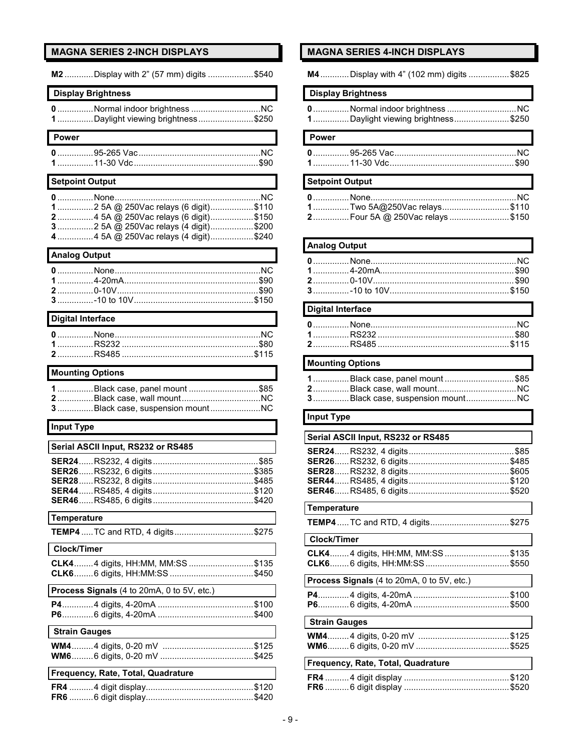## MAGNA SERIES 2-INCH DISPLAYS

**M2** ............Display with 2” (57 mm) digits ...................$540

### Display Brightness

**0** ...............Normal indoor brightness .............................NC
**1** ...............Daylight viewing brightness.......................$250

### Power

**0** ...............95-265 Vac...................................................NC
**1** ...............11-30 Vdc....................................................$90

### Setpoint Output

**0** ...............None............................................................NC
**1** ...............2 5A @ 250Vac relays (6 digit)..................$110
**2** ...............4 5A @ 250Vac relays (6 digit)..................$150
**3** ...............2 5A @ 250Vac relays (4 digit)..................$200
**4** ...............4 5A @ 250Vac relays (4 digit)..................$240

### Analog Output

**0** ...............None............................................................NC
**1** ...............4-20mA.......................................................$90
**2** ...............0-10V..........................................................$90
**3** ...............-10 to 10V.................................................$150

### Digital Interface

**0** ...............None............................................................NC
**1** ...............RS232 ........................................................$80
**2** ...............RS485 ......................................................$115

### Mounting Options

**1** ...............Black case, panel mount .............................$85
**2** ...............Black case, wall mount.................................NC
**3** ...............Black case, suspension mount.....................NC

### Input Type

#### Serial ASCII Input, RS232 or RS485

**SER24**......RS232, 4 digits...........................................$85
**SER26**......RS232, 6 digits.........................................$385
**SER28**......RS232, 8 digits.........................................$485
**SER44**......RS485, 4 digits.........................................$120
**SER46**......RS485, 6 digits.........................................$420

#### Temperature

**TEMP4** .....TC and RTD, 4 digits.................................$275

#### Clock/Timer

**CLK4**........4 digits, HH:MM, MM:SS ...........................$135
**CLK6**........6 digits, HH:MM:SS ...................................$450

#### Process Signals (4 to 20mA, 0 to 5V, etc.)

**P4**.............4 digits, 4-20mA ........................................$100
**P6**.............6 digits, 4-20mA ........................................$400

#### Strain Gauges

**WM4**.........4 digits, 0-20 mV .......................................$125
**WM6**.........6 digits, 0-20 mV .......................................$425

#### Frequency, Rate, Total, Quadrature

**FR4** ..........4 digit display............................................$120
**FR6** ..........6 digit display............................................$420

## MAGNA SERIES 4-INCH DISPLAYS

**M4** ............Display with 4” (102 mm) digits .................$825

### Display Brightness

**0** ...............Normal indoor brightness .............................NC
**1** ...............Daylight viewing brightness.......................$250

### Power

**0** ...............95-265 Vac...................................................NC
**1** ...............11-30 Vdc....................................................$90

### Setpoint Output

**0** ...............None............................................................NC
**1** ...............Two 5A@250Vac relays............................$110
**2** ...............Four 5A @ 250Vac relays .........................$150

### Analog Output

**0** ...............None............................................................NC
**1** ...............4-20mA.......................................................$90
**2** ...............0-10V..........................................................$90
**3** ...............-10 to 10V.................................................$150

### Digital Interface

**0** ...............None............................................................NC
**1** ...............RS232 ........................................................$80
**2** ...............RS485 ......................................................$115

### Mounting Options

**1** ...............Black case, panel mount .............................$85
**2** ...............Black case, wall mount.................................NC
**3** ...............Black case, suspension mount.....................NC

### Input Type

#### Serial ASCII Input, RS232 or RS485

**SER24**......RS232, 4 digits...........................................$85
**SER26**......RS232, 6 digits.........................................$485
**SER28**......RS232, 8 digits.........................................$605
**SER44**......RS485, 4 digits.........................................$120
**SER46**......RS485, 6 digits.........................................$520

#### Temperature

**TEMP4** .....TC and RTD, 4 digits.................................$275

#### Clock/Timer

**CLK4**........4 digits, HH:MM, MM:SS ...........................$135
**CLK6**........6 digits, HH:MM:SS ...................................$550

#### Process Signals (4 to 20mA, 0 to 5V, etc.)

**P4**.............4 digits, 4-20mA ........................................$100
**P6**.............6 digits, 4-20mA ........................................$500

#### Strain Gauges

**WM4**.........4 digits, 0-20 mV .......................................$125
**WM6**.........6 digits, 0-20 mV .......................................$525

#### Frequency, Rate, Total, Quadrature

**FR4** ..........4 digit display ...........................................$120
**FR6** ..........6 digit display ...........................................$520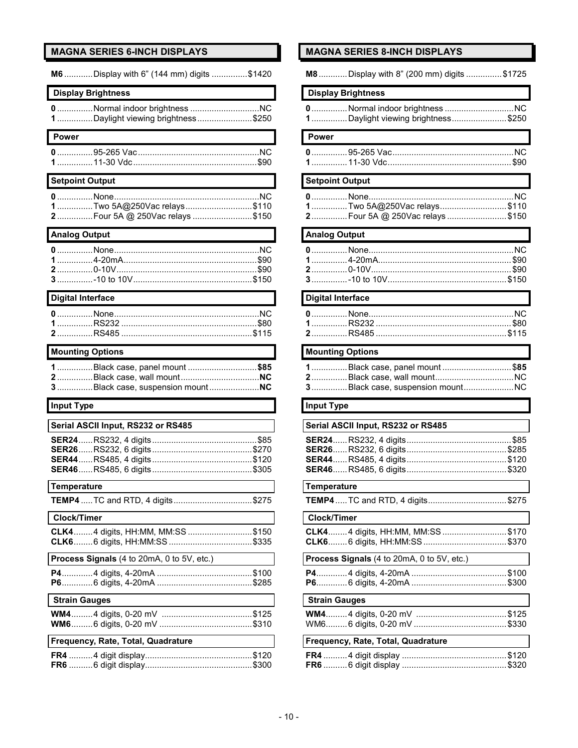## MAGNA SERIES 6-INCH DISPLAYS

**M6** ............ Display with 6" (144 mm) digits ............... $1420

### Display Brightness

**0** ............... Normal indoor brightness ............................. NC
**1** ............... Daylight viewing brightness ....................... $250

### Power

**0** ............... 95-265 Vac ................................................... NC
**1** ............... 11-30 Vdc .................................................... $90

### Setpoint Output

**0** ............... None ............................................................ NC
**1** ............... Two 5A@250Vac relays ............................ $110
**2** ............... Four 5A @ 250Vac relays ......................... $150

### Analog Output

**0** ............... None ............................................................ NC
**1** ............... 4-20mA ........................................................ $90
**2** ............... 0-10V ........................................................... $90
**3** ............... -10 to 10V .................................................. $150

### Digital Interface

**0** ............... None ............................................................ NC
**1** ............... RS232 ......................................................... $80
**2** ............... RS485 ....................................................... $115

### Mounting Options

**1** ............... Black case, panel mount ............................. **$85**
**2** ............... Black case, wall mount ................................. **NC**
**3** ............... Black case, suspension mount ..................... **NC**

### Input Type

#### Serial ASCII Input, RS232 or RS485

**SER24** ...... RS232, 4 digits ........................................... $85
**SER26** ...... RS232, 6 digits ......................................... $270
**SER44** ...... RS485, 4 digits ......................................... $120
**SER46** ...... RS485, 6 digits ......................................... $305

#### Temperature

**TEMP4** ..... TC and RTD, 4 digits ................................. $275

#### Clock/Timer

**CLK4** ........ 4 digits, HH:MM, MM:SS ........................... $150
**CLK6** ........ 6 digits, HH:MM:SS ................................... $335

#### Process Signals (4 to 20mA, 0 to 5V, etc.)

**P4** ............. 4 digits, 4-20mA ........................................ $100
**P6** ............. 6 digits, 4-20mA ........................................ $285

#### Strain Gauges

**WM4** ......... 4 digits, 0-20 mV ...................................... $125
**WM6** ......... 6 digits, 0-20 mV ....................................... $310

#### Frequency, Rate, Total, Quadrature

**FR4** .......... 4 digit display ............................................ $120
**FR6** .......... 6 digit display ............................................ $300

## MAGNA SERIES 8-INCH DISPLAYS

**M8** ............ Display with 8" (200 mm) digits ............... $1725

### Display Brightness

**0** ............... Normal indoor brightness ............................. NC
**1** ............... Daylight viewing brightness ....................... $250

### Power

**0** ............... 95-265 Vac ................................................... NC
**1** ............... 11-30 Vdc .................................................... $90

### Setpoint Output

**0** ............... None ............................................................ NC
**1** ............... Two 5A@250Vac relays ............................ $110
**2** ............... Four 5A @ 250Vac relays ......................... $150

### Analog Output

**0** ............... None ............................................................ NC
**1** ............... 4-20mA ........................................................ $90
**2** ............... 0-10V ........................................................... $90
**3** ............... -10 to 10V .................................................. $150

### Digital Interface

**0** ............... None ............................................................ NC
**1** ............... RS232 ......................................................... $80
**2** ............... RS485 ....................................................... $115

### Mounting Options

**1** ............... Black case, panel mount ............................. $**85**
**2** ............... Black case, wall mount ................................. NC
**3** ............... Black case, suspension mount ..................... NC

### Input Type

#### Serial ASCII Input, RS232 or RS485

**SER24** ...... RS232, 4 digits ........................................... $85
**SER26** ...... RS232, 6 digits ......................................... $285
**SER44** ...... RS485, 4 digits ......................................... $120
**SER46** ...... RS485, 6 digits ......................................... $320

#### Temperature

**TEMP4** ..... TC and RTD, 4 digits ................................. $275

#### Clock/Timer

**CLK4** ........ 4 digits, HH:MM, MM:SS ........................... $170
**CLK6** ........ 6 digits, HH:MM:SS ................................... $370

#### Process Signals (4 to 20mA, 0 to 5V, etc.)

**P4** ............. 4 digits, 4-20mA ........................................ $100
**P6** ............. 6 digits, 4-20mA ........................................ $300

#### Strain Gauges

**WM4** ......... 4 digits, 0-20 mV ...................................... $125
WM6 ......... 6 digits, 0-20 mV ....................................... $330

#### Frequency, Rate, Total, Quadrature

**FR4** .......... 4 digit display ............................................ $120
**FR6** .......... 6 digit display ............................................ $320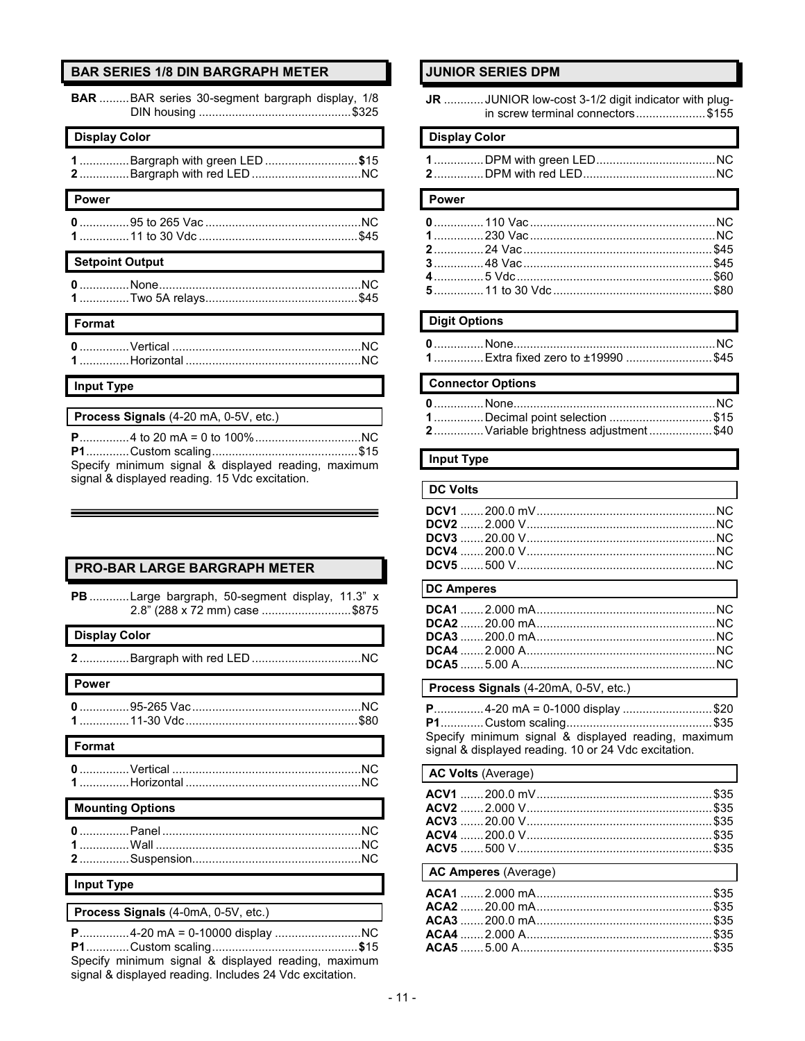## BAR SERIES 1/8 DIN BARGRAPH METER

**BAR** ......... BAR series 30-segment bargraph display, 1/8 DIN housing .............................................$325

### Display Color

**1** ............... Bargraph with green LED ............................**$**15
**2** ............... Bargraph with red LED .................................NC

### Power

**0** ............... 95 to 265 Vac ..............................................NC
**1** ............... 11 to 30 Vdc ................................................$45

### Setpoint Output

**0** ............... None.............................................................NC
**1** ............... Two 5A relays.............................................$45

### Format

**0** ............... Vertical .........................................................NC
**1** ............... Horizontal .....................................................NC

### Input Type

**Process Signals** (4-20 mA, 0-5V, etc.)

**P**............... 4 to 20 mA = 0 to 100%................................NC
**P1**............ Custom scaling............................................$15
Specify minimum signal & displayed reading, maximum signal & displayed reading. 15 Vdc excitation.

## PRO-BAR LARGE BARGRAPH METER

**PB** ............ Large bargraph, 50-segment display, 11.3" x 2.8" (288 x 72 mm) case ...........................$875

### Display Color

**2** ............... Bargraph with red LED .................................NC

### Power

**0** ............... 95-265 Vac...................................................NC
**1** ............... 11-30 Vdc....................................................$80

### Format

**0** ............... Vertical .........................................................NC
**1** ............... Horizontal .....................................................NC

### Mounting Options

**0** ............... Panel ............................................................NC
**1** ............... Wall ..............................................................NC
**2** ............... Suspension...................................................NC

### Input Type

**Process Signals** (4-0mA, 0-5V, etc.)

**P**............... 4-20 mA = 0-10000 display ..........................NC
**P1**............ Custom scaling............................................**$**15
Specify minimum signal & displayed reading, maximum signal & displayed reading. Includes 24 Vdc excitation.

## JUNIOR SERIES DPM

**JR** ............ JUNIOR low-cost 3-1/2 digit indicator with plug-in screw terminal connectors.....................$155

### Display Color

**1** ............... DPM with green LED....................................NC
**2** ............... DPM with red LED........................................NC

### Power

**0** ............... 110 Vac ........................................................NC
**1** ............... 230 Vac ........................................................NC
**2** ............... 24 Vac .........................................................$45
**3** ............... 48 Vac .........................................................$45
**4** ............... 5 Vdc ...........................................................$60
**5** ............... 11 to 30 Vdc ................................................$80

### Digit Options

**0** ............... None.............................................................NC
**1** ............... Extra fixed zero to ±19990 ..........................$45

### Connector Options

**0** ............... None.............................................................NC
**1** ............... Decimal point selection ...............................$15
**2** ............... Variable brightness adjustment...................$40

### Input Type

**DC Volts**

**DCV1** ....... 200.0 mV......................................................NC
**DCV2** ....... 2.000 V.........................................................NC
**DCV3** ....... 20.00 V.........................................................NC
**DCV4** ....... 200.0 V.........................................................NC
**DCV5** ....... 500 V............................................................NC

**DC Amperes**

**DCA1** ....... 2.000 mA......................................................NC
**DCA2** ....... 20.00 mA......................................................NC
**DCA3** ....... 200.0 mA......................................................NC
**DCA4** ....... 2.000 A.........................................................NC
**DCA5** ....... 5.00 A...........................................................NC

**Process Signals** (4-20mA, 0-5V, etc.)

**P**............... 4-20 mA = 0-1000 display ...........................$20
**P1**............ Custom scaling............................................$35
Specify minimum signal & displayed reading, maximum signal & displayed reading. 10 or 24 Vdc excitation.

**AC Volts** (Average)

**ACV1** ....... 200.0 mV.....................................................$35
**ACV2** ....... 2.000 V........................................................$35
**ACV3** ....... 20.00 V........................................................$35
**ACV4** ....... 200.0 V........................................................$35
**ACV5** ....... 500 V...........................................................$35

**AC Amperes** (Average)

**ACA1** ....... 2.000 mA.....................................................$35
**ACA2** ....... 20.00 mA.....................................................$35
**ACA3** ....... 200.0 mA.....................................................$35
**ACA4** ....... 2.000 A........................................................$35
**ACA5** ....... 5.00 A..........................................................$35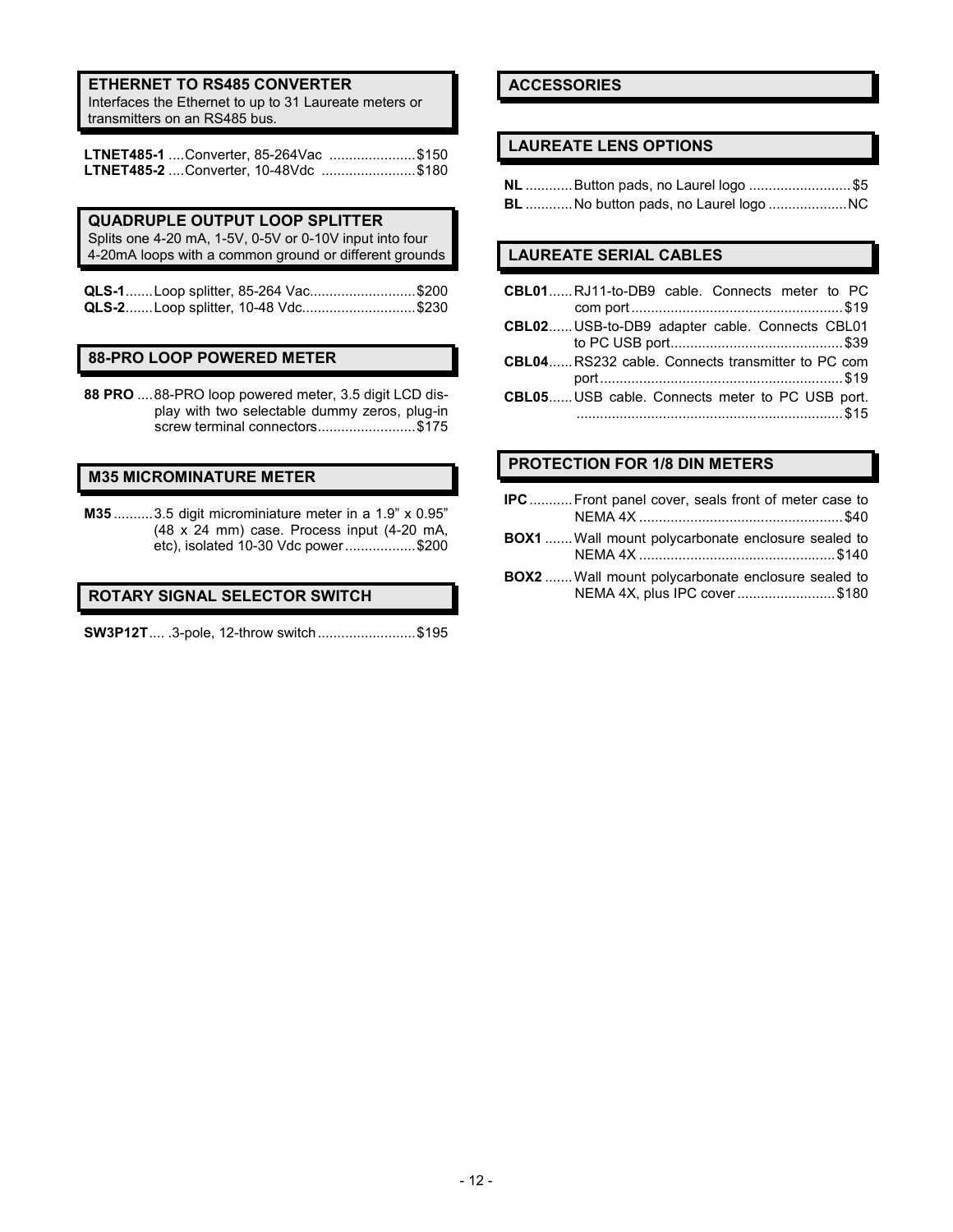## ETHERNET TO RS485 CONVERTER

Interfaces the Ethernet to up to 31 Laureate meters or transmitters on an RS485 bus.

**LTNET485-1** ....Converter, 85-264Vac ......................$150
**LTNET485-2** ....Converter, 10-48Vdc ........................$180

## QUADRUPLE OUTPUT LOOP SPLITTER

Splits one 4-20 mA, 1-5V, 0-5V or 0-10V input into four 4-20mA loops with a common ground or different grounds

**QLS-1**.......Loop splitter, 85-264 Vac...........................$200
**QLS-2**.......Loop splitter, 10-48 Vdc............................$230

## 88-PRO LOOP POWERED METER

**88 PRO** ....88-PRO loop powered meter, 3.5 digit LCD display with two selectable dummy zeros, plug-in screw terminal connectors.........................$175

## M35 MICROMINATURE METER

**M35** ..........3.5 digit microminiature meter in a 1.9" x 0.95" (48 x 24 mm) case. Process input (4-20 mA, etc), isolated 10-30 Vdc power..................$200

## ROTARY SIGNAL SELECTOR SWITCH

**SW3P12T**.... .3-pole, 12-throw switch.........................$195

## ACCESSORIES

## LAUREATE LENS OPTIONS

**NL** ............Button pads, no Laurel logo ..........................$5
**BL** ............No button pads, no Laurel logo ....................NC

## LAUREATE SERIAL CABLES

**CBL01**......RJ11-to-DB9 cable. Connects meter to PC com port......................................................$19
**CBL02**......USB-to-DB9 adapter cable. Connects CBL01 to PC USB port............................................$39
**CBL04**......RS232 cable. Connects transmitter to PC com port.............................................................$19
**CBL05**......USB cable. Connects meter to PC USB port. ...................................................................$15

## PROTECTION FOR 1/8 DIN METERS

**IPC** ...........Front panel cover, seals front of meter case to NEMA 4X ...................................................$40
**BOX1** .......Wall mount polycarbonate enclosure sealed to NEMA 4X .................................................$140
**BOX2** .......Wall mount polycarbonate enclosure sealed to NEMA 4X, plus IPC cover.........................$180